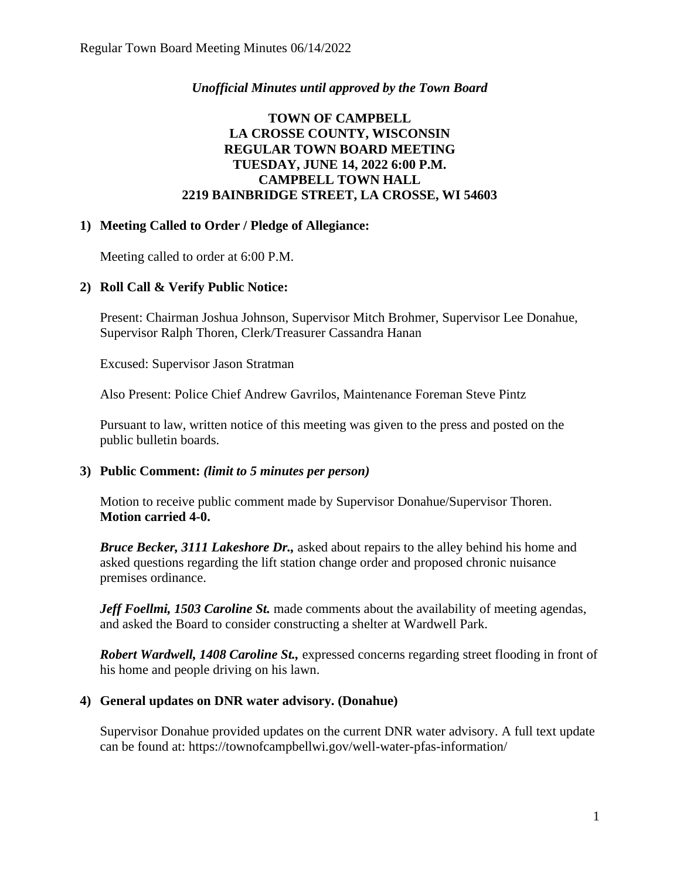*Unofficial Minutes until approved by the Town Board*

**TOWN OF CAMPBELL**
**LA CROSSE COUNTY, WISCONSIN**
**REGULAR TOWN BOARD MEETING**
**TUESDAY, JUNE 14, 2022 6:00 P.M.**
**CAMPBELL TOWN HALL**
**2219 BAINBRIDGE STREET, LA CROSSE, WI 54603**

**1) Meeting Called to Order / Pledge of Allegiance:**

Meeting called to order at 6:00 P.M.

**2) Roll Call & Verify Public Notice:**

Present: Chairman Joshua Johnson, Supervisor Mitch Brohmer, Supervisor Lee Donahue, Supervisor Ralph Thoren, Clerk/Treasurer Cassandra Hanan

Excused: Supervisor Jason Stratman

Also Present: Police Chief Andrew Gavrilos, Maintenance Foreman Steve Pintz

Pursuant to law, written notice of this meeting was given to the press and posted on the public bulletin boards.

**3) Public Comment:** ***(limit to 5 minutes per person)***

Motion to receive public comment made by Supervisor Donahue/Supervisor Thoren. **Motion carried 4-0.**

***Bruce Becker, 3111 Lakeshore Dr.,*** asked about repairs to the alley behind his home and asked questions regarding the lift station change order and proposed chronic nuisance premises ordinance.

***Jeff Foellmi, 1503 Caroline St.*** made comments about the availability of meeting agendas, and asked the Board to consider constructing a shelter at Wardwell Park.

***Robert Wardwell, 1408 Caroline St.,*** expressed concerns regarding street flooding in front of his home and people driving on his lawn.

**4) General updates on DNR water advisory. (Donahue)**

Supervisor Donahue provided updates on the current DNR water advisory. A full text update can be found at: https://townofcampbellwi.gov/well-water-pfas-information/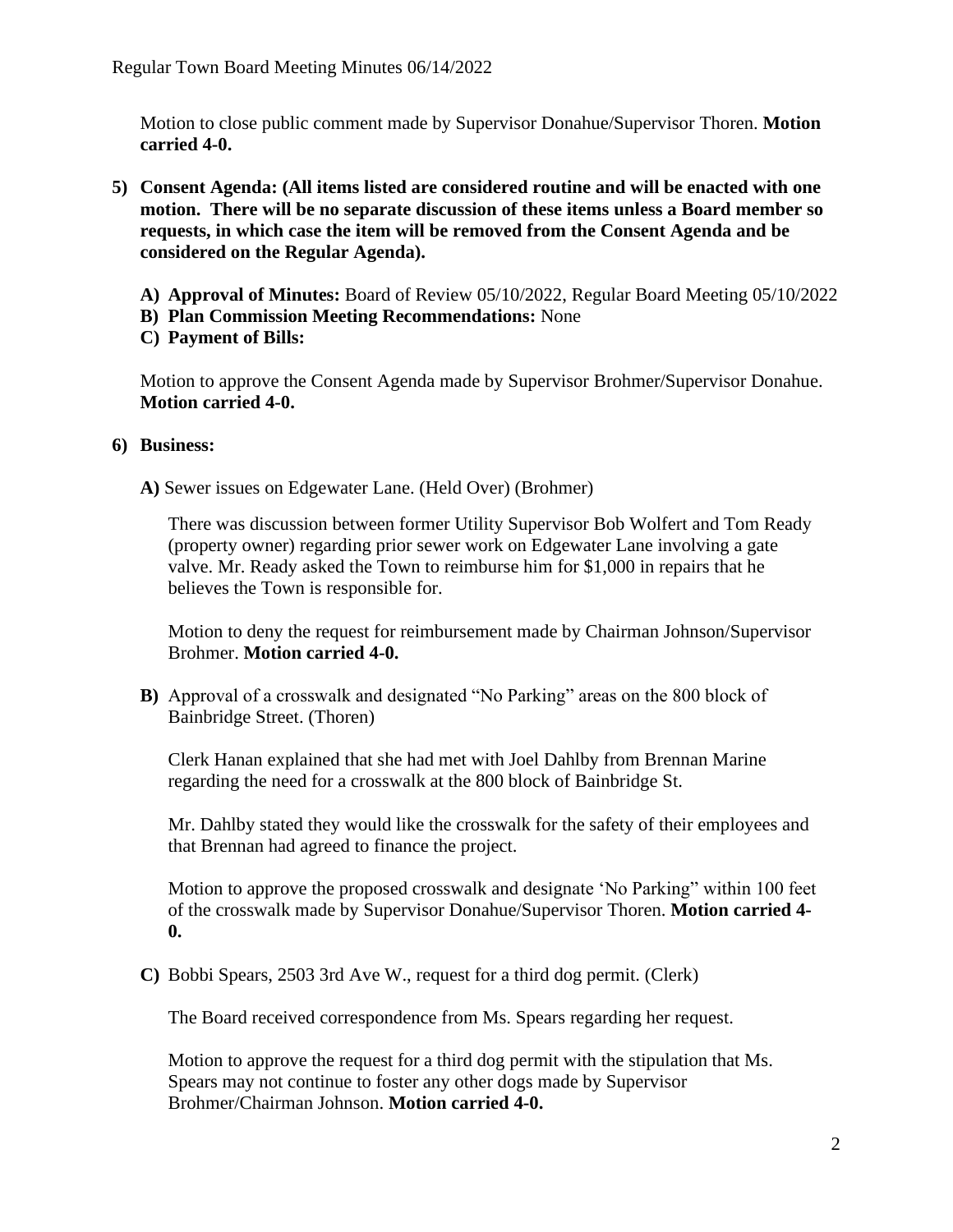Motion to close public comment made by Supervisor Donahue/Supervisor Thoren. **Motion carried 4-0.**

5) **Consent Agenda: (All items listed are considered routine and will be enacted with one motion. There will be no separate discussion of these items unless a Board member so requests, in which case the item will be removed from the Consent Agenda and be considered on the Regular Agenda).**

   A) **Approval of Minutes:** Board of Review 05/10/2022, Regular Board Meeting 05/10/2022
   B) **Plan Commission Meeting Recommendations:** None
   C) **Payment of Bills:**

   Motion to approve the Consent Agenda made by Supervisor Brohmer/Supervisor Donahue. **Motion carried 4-0.**

6) **Business:**

   **A)** Sewer issues on Edgewater Lane. (Held Over) (Brohmer)

   There was discussion between former Utility Supervisor Bob Wolfert and Tom Ready (property owner) regarding prior sewer work on Edgewater Lane involving a gate valve. Mr. Ready asked the Town to reimburse him for $1,000 in repairs that he believes the Town is responsible for.

   Motion to deny the request for reimbursement made by Chairman Johnson/Supervisor Brohmer. **Motion carried 4-0.**

   **B)** Approval of a crosswalk and designated "No Parking" areas on the 800 block of Bainbridge Street. (Thoren)

   Clerk Hanan explained that she had met with Joel Dahlby from Brennan Marine regarding the need for a crosswalk at the 800 block of Bainbridge St.

   Mr. Dahlby stated they would like the crosswalk for the safety of their employees and that Brennan had agreed to finance the project.

   Motion to approve the proposed crosswalk and designate 'No Parking" within 100 feet of the crosswalk made by Supervisor Donahue/Supervisor Thoren. **Motion carried 4-0.**

   **C)** Bobbi Spears, 2503 3rd Ave W., request for a third dog permit. (Clerk)

   The Board received correspondence from Ms. Spears regarding her request.

   Motion to approve the request for a third dog permit with the stipulation that Ms. Spears may not continue to foster any other dogs made by Supervisor Brohmer/Chairman Johnson. **Motion carried 4-0.**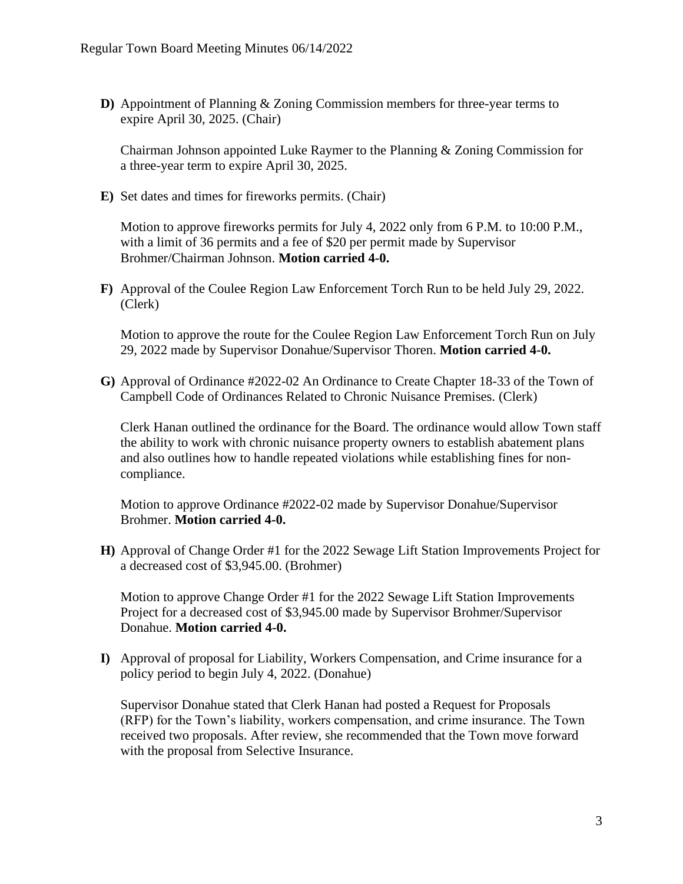**D)** Appointment of Planning & Zoning Commission members for three-year terms to expire April 30, 2025. (Chair)

Chairman Johnson appointed Luke Raymer to the Planning & Zoning Commission for a three-year term to expire April 30, 2025.

**E)** Set dates and times for fireworks permits. (Chair)

Motion to approve fireworks permits for July 4, 2022 only from 6 P.M. to 10:00 P.M., with a limit of 36 permits and a fee of $20 per permit made by Supervisor Brohmer/Chairman Johnson. **Motion carried 4-0.**

**F)** Approval of the Coulee Region Law Enforcement Torch Run to be held July 29, 2022. (Clerk)

Motion to approve the route for the Coulee Region Law Enforcement Torch Run on July 29, 2022 made by Supervisor Donahue/Supervisor Thoren. **Motion carried 4-0.**

**G)** Approval of Ordinance #2022-02 An Ordinance to Create Chapter 18-33 of the Town of Campbell Code of Ordinances Related to Chronic Nuisance Premises. (Clerk)

Clerk Hanan outlined the ordinance for the Board. The ordinance would allow Town staff the ability to work with chronic nuisance property owners to establish abatement plans and also outlines how to handle repeated violations while establishing fines for non-compliance.

Motion to approve Ordinance #2022-02 made by Supervisor Donahue/Supervisor Brohmer. **Motion carried 4-0.**

**H)** Approval of Change Order #1 for the 2022 Sewage Lift Station Improvements Project for a decreased cost of $3,945.00. (Brohmer)

Motion to approve Change Order #1 for the 2022 Sewage Lift Station Improvements Project for a decreased cost of $3,945.00 made by Supervisor Brohmer/Supervisor Donahue. **Motion carried 4-0.**

**I)** Approval of proposal for Liability, Workers Compensation, and Crime insurance for a policy period to begin July 4, 2022. (Donahue)

Supervisor Donahue stated that Clerk Hanan had posted a Request for Proposals (RFP) for the Town's liability, workers compensation, and crime insurance. The Town received two proposals. After review, she recommended that the Town move forward with the proposal from Selective Insurance.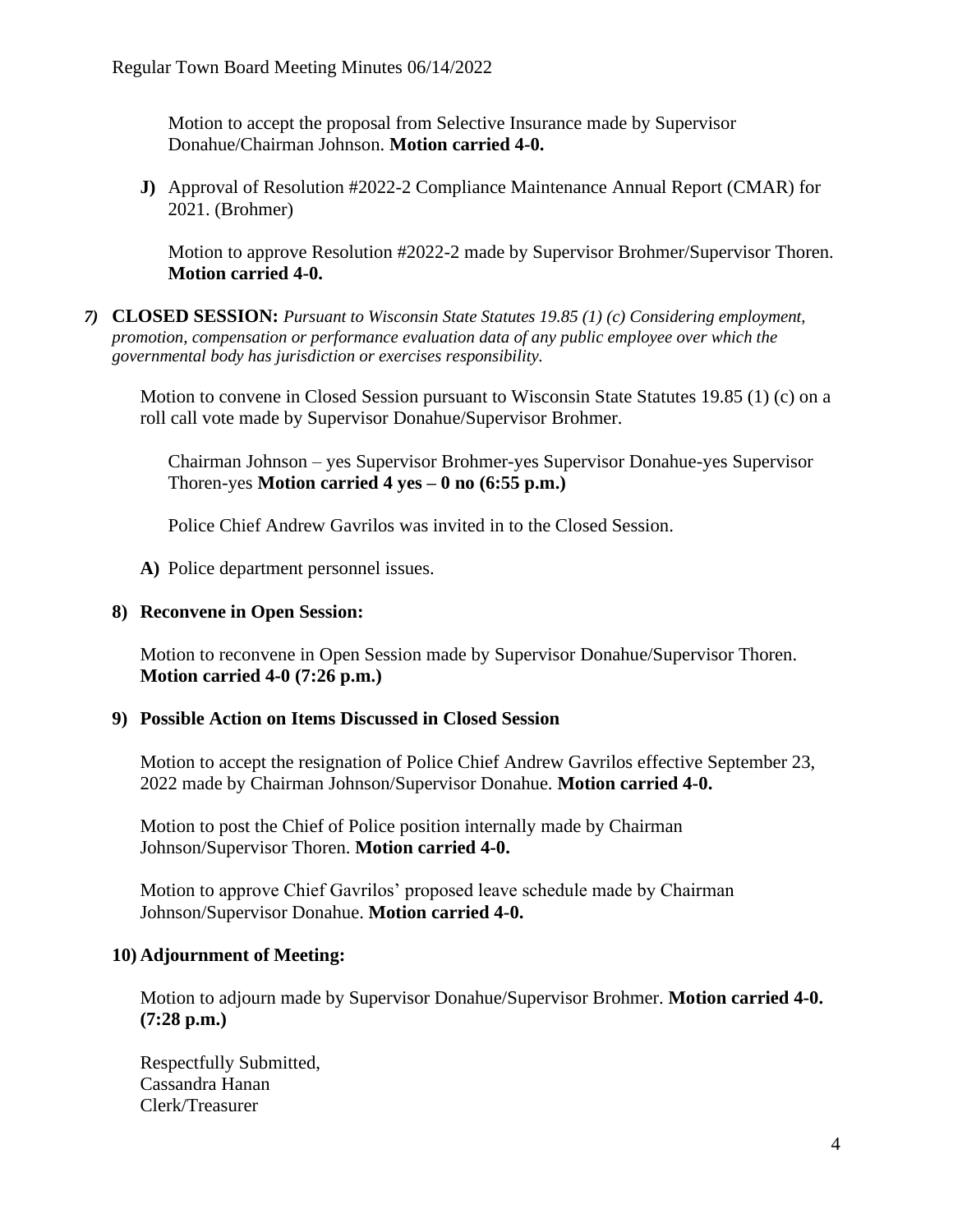Motion to accept the proposal from Selective Insurance made by Supervisor Donahue/Chairman Johnson. **Motion carried 4-0.**

**J)** Approval of Resolution #2022-2 Compliance Maintenance Annual Report (CMAR) for 2021. (Brohmer)

Motion to approve Resolution #2022-2 made by Supervisor Brohmer/Supervisor Thoren. **Motion carried 4-0.**

***7)*** **CLOSED SESSION:** *Pursuant to Wisconsin State Statutes 19.85 (1) (c) Considering employment, promotion, compensation or performance evaluation data of any public employee over which the governmental body has jurisdiction or exercises responsibility.*

Motion to convene in Closed Session pursuant to Wisconsin State Statutes 19.85 (1) (c) on a roll call vote made by Supervisor Donahue/Supervisor Brohmer.

Chairman Johnson – yes Supervisor Brohmer-yes Supervisor Donahue-yes Supervisor Thoren-yes **Motion carried 4 yes – 0 no (6:55 p.m.)**

Police Chief Andrew Gavrilos was invited in to the Closed Session.

**A)** Police department personnel issues.

**8) Reconvene in Open Session:**

Motion to reconvene in Open Session made by Supervisor Donahue/Supervisor Thoren. **Motion carried 4-0 (7:26 p.m.)**

**9) Possible Action on Items Discussed in Closed Session**

Motion to accept the resignation of Police Chief Andrew Gavrilos effective September 23, 2022 made by Chairman Johnson/Supervisor Donahue. **Motion carried 4-0.**

Motion to post the Chief of Police position internally made by Chairman Johnson/Supervisor Thoren. **Motion carried 4-0.**

Motion to approve Chief Gavrilos' proposed leave schedule made by Chairman Johnson/Supervisor Donahue. **Motion carried 4-0.**

**10) Adjournment of Meeting:**

Motion to adjourn made by Supervisor Donahue/Supervisor Brohmer. **Motion carried 4-0. (7:28 p.m.)**

Respectfully Submitted,
Cassandra Hanan
Clerk/Treasurer